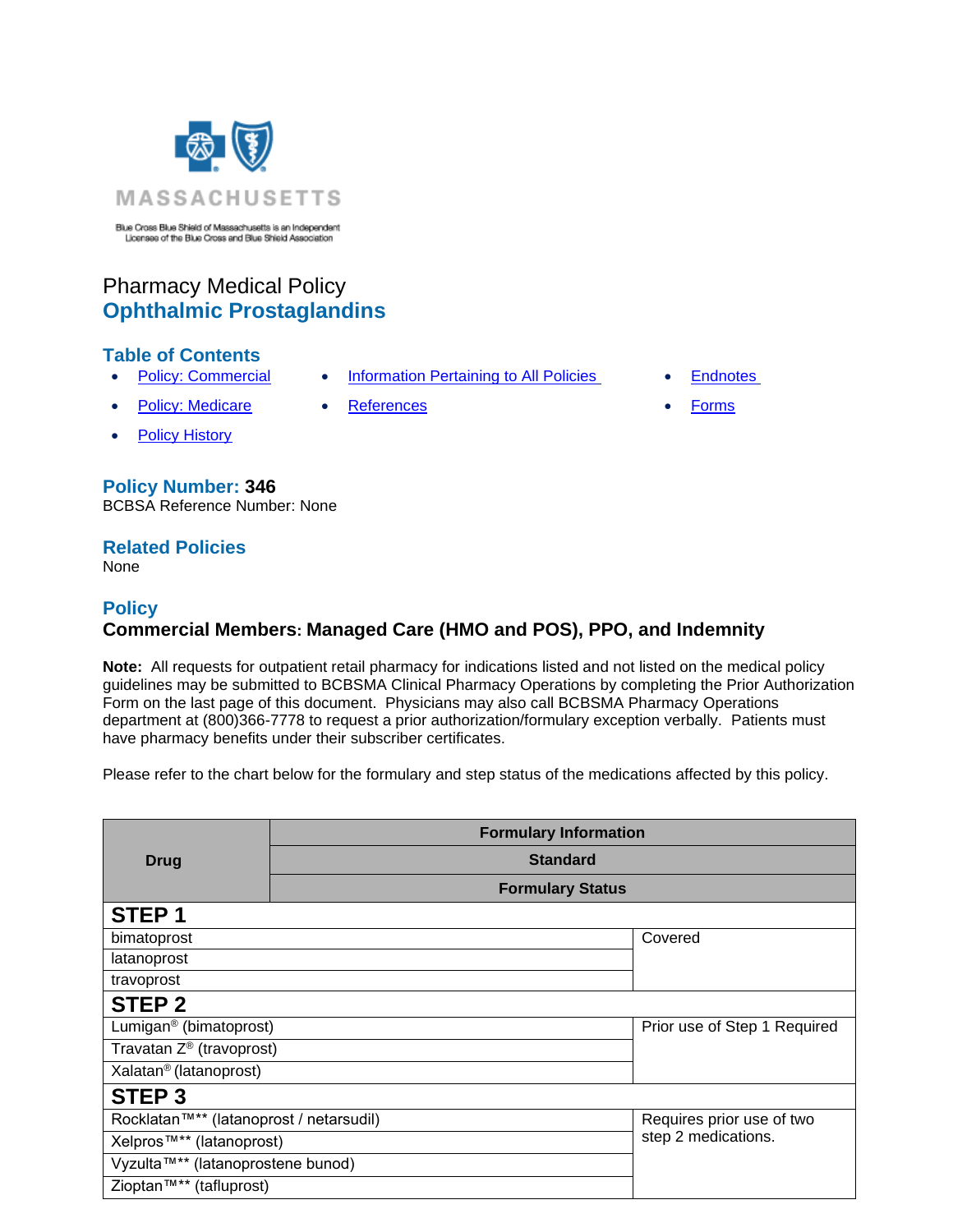MASSACHUSETTS

Blue Cross Blue Shield of Massachusetts is an Independent Licensee of the Blue Cross and Blue Shield Association

# Pharmacy Medical Policy
# Ophthalmic Prostaglandins

## Table of Contents

- Policy: Commercial
- Policy: Medicare
- Policy History
- Information Pertaining to All Policies
- References
- Endnotes
- Forms

## Policy Number: 346

BCBSA Reference Number: None

## Related Policies

None

## Policy

### Commercial Members: Managed Care (HMO and POS), PPO, and Indemnity

**Note:** All requests for outpatient retail pharmacy for indications listed and not listed on the medical policy guidelines may be submitted to BCBSMA Clinical Pharmacy Operations by completing the Prior Authorization Form on the last page of this document. Physicians may also call BCBSMA Pharmacy Operations department at (800)366-7778 to request a prior authorization/formulary exception verbally. Patients must have pharmacy benefits under their subscriber certificates.

Please refer to the chart below for the formulary and step status of the medications affected by this policy.

| Drug | Formulary Information |
|---|---|
| | Standard |
| | Formulary Status |
| **STEP 1** | |
| bimatoprost | Covered |
| latanoprost | |
| travoprost | |
| **STEP 2** | |
| Lumigan® (bimatoprost) | Prior use of Step 1 Required |
| Travatan Z® (travoprost) | |
| Xalatan® (latanoprost) | |
| **STEP 3** | |
| Rocklatan™** (latanoprost / netarsudil) | Requires prior use of two step 2 medications. |
| Xelpros™** (latanoprost) | |
| Vyzulta™** (latanoprostene bunod) | |
| Zioptan™** (tafluprost) | |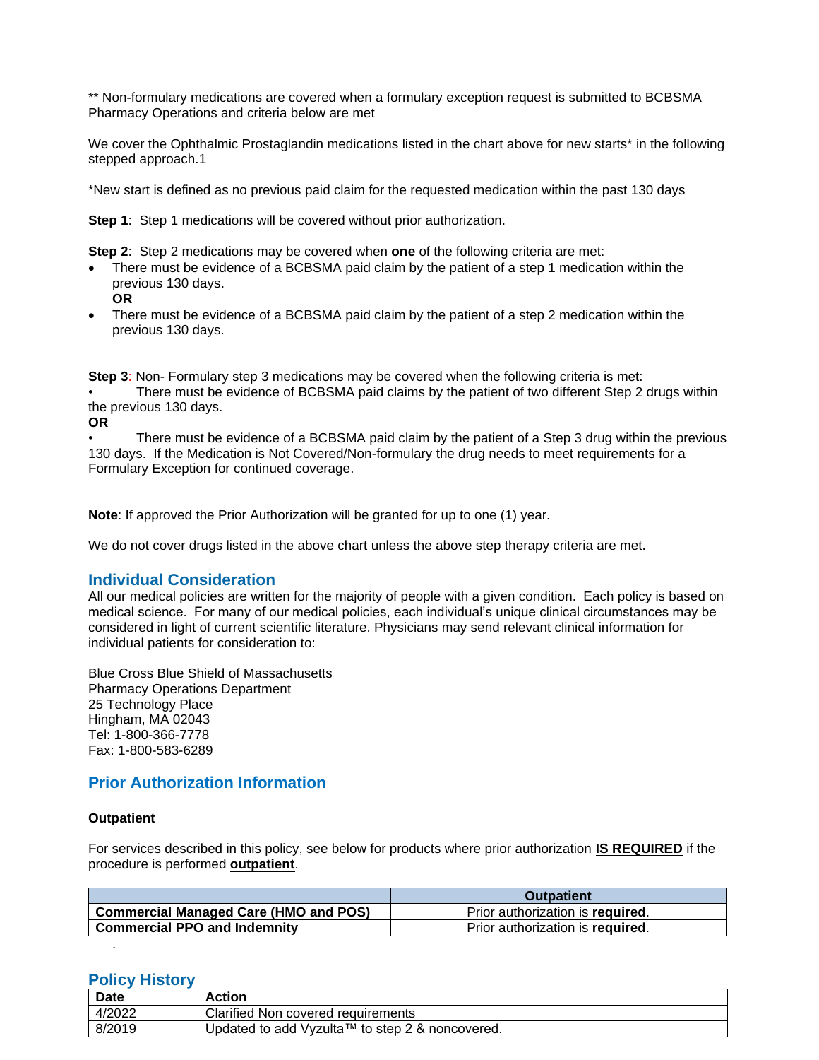** Non-formulary medications are covered when a formulary exception request is submitted to BCBSMA Pharmacy Operations and criteria below are met

We cover the Ophthalmic Prostaglandin medications listed in the chart above for new starts* in the following stepped approach.1

*New start is defined as no previous paid claim for the requested medication within the past 130 days

**Step 1**: Step 1 medications will be covered without prior authorization.

**Step 2**: Step 2 medications may be covered when **one** of the following criteria are met:

- There must be evidence of a BCBSMA paid claim by the patient of a step 1 medication within the previous 130 days.
  **OR**
- There must be evidence of a BCBSMA paid claim by the patient of a step 2 medication within the previous 130 days.

**Step 3**: Non- Formulary step 3 medications may be covered when the following criteria is met:

- There must be evidence of BCBSMA paid claims by the patient of two different Step 2 drugs within the previous 130 days.

**OR**

- There must be evidence of a BCBSMA paid claim by the patient of a Step 3 drug within the previous 130 days. If the Medication is Not Covered/Non-formulary the drug needs to meet requirements for a Formulary Exception for continued coverage.

**Note**: If approved the Prior Authorization will be granted for up to one (1) year.

We do not cover drugs listed in the above chart unless the above step therapy criteria are met.

## Individual Consideration

All our medical policies are written for the majority of people with a given condition. Each policy is based on medical science. For many of our medical policies, each individual's unique clinical circumstances may be considered in light of current scientific literature. Physicians may send relevant clinical information for individual patients for consideration to:

Blue Cross Blue Shield of Massachusetts
Pharmacy Operations Department
25 Technology Place
Hingham, MA 02043
Tel: 1-800-366-7778
Fax: 1-800-583-6289

## Prior Authorization Information

### Outpatient

For services described in this policy, see below for products where prior authorization **IS REQUIRED** if the procedure is performed **outpatient**.

| | Outpatient |
|---|---|
| **Commercial Managed Care (HMO and POS)** | Prior authorization is **required**. |
| **Commercial PPO and Indemnity** | Prior authorization is **required**. |

## Policy History

| Date | Action |
|---|---|
| 4/2022 | Clarified Non covered requirements |
| 8/2019 | Updated to add Vyzulta™ to step 2 & noncovered. |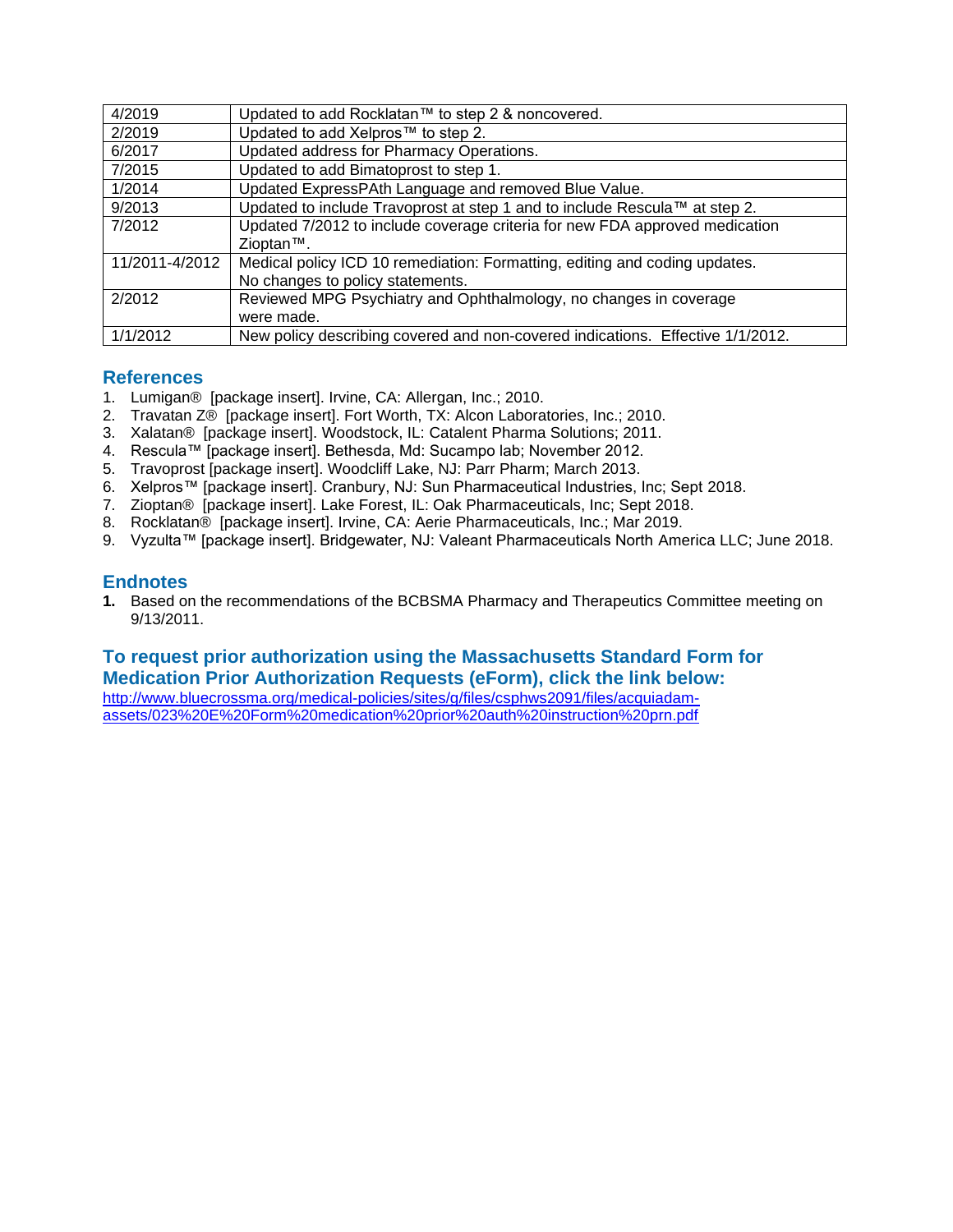| | |
|---|---|
| 4/2019 | Updated to add Rocklatan™ to step 2 & noncovered. |
| 2/2019 | Updated to add Xelpros™ to step 2. |
| 6/2017 | Updated address for Pharmacy Operations. |
| 7/2015 | Updated to add Bimatoprost to step 1. |
| 1/2014 | Updated ExpressPAth Language and removed Blue Value. |
| 9/2013 | Updated to include Travoprost at step 1 and to include Rescula™ at step 2. |
| 7/2012 | Updated 7/2012 to include coverage criteria for new FDA approved medication Zioptan™. |
| 11/2011-4/2012 | Medical policy ICD 10 remediation: Formatting, editing and coding updates. No changes to policy statements. |
| 2/2012 | Reviewed MPG Psychiatry and Ophthalmology, no changes in coverage were made. |
| 1/1/2012 | New policy describing covered and non-covered indications. Effective 1/1/2012. |

## References

1. Lumigan® [package insert]. Irvine, CA: Allergan, Inc.; 2010.
2. Travatan Z® [package insert]. Fort Worth, TX: Alcon Laboratories, Inc.; 2010.
3. Xalatan® [package insert]. Woodstock, IL: Catalent Pharma Solutions; 2011.
4. Rescula™ [package insert]. Bethesda, Md: Sucampo lab; November 2012.
5. Travoprost [package insert]. Woodcliff Lake, NJ: Parr Pharm; March 2013.
6. Xelpros™ [package insert]. Cranbury, NJ: Sun Pharmaceutical Industries, Inc; Sept 2018.
7. Zioptan® [package insert]. Lake Forest, IL: Oak Pharmaceuticals, Inc; Sept 2018.
8. Rocklatan® [package insert]. Irvine, CA: Aerie Pharmaceuticals, Inc.; Mar 2019.
9. Vyzulta™ [package insert]. Bridgewater, NJ: Valeant Pharmaceuticals North America LLC; June 2018.

## Endnotes

1. Based on the recommendations of the BCBSMA Pharmacy and Therapeutics Committee meeting on 9/13/2011.

## To request prior authorization using the Massachusetts Standard Form for Medication Prior Authorization Requests (eForm), click the link below:

http://www.bluecrossma.org/medical-policies/sites/g/files/csphws2091/files/acquiadam-assets/023%20E%20Form%20medication%20prior%20auth%20instruction%20prn.pdf